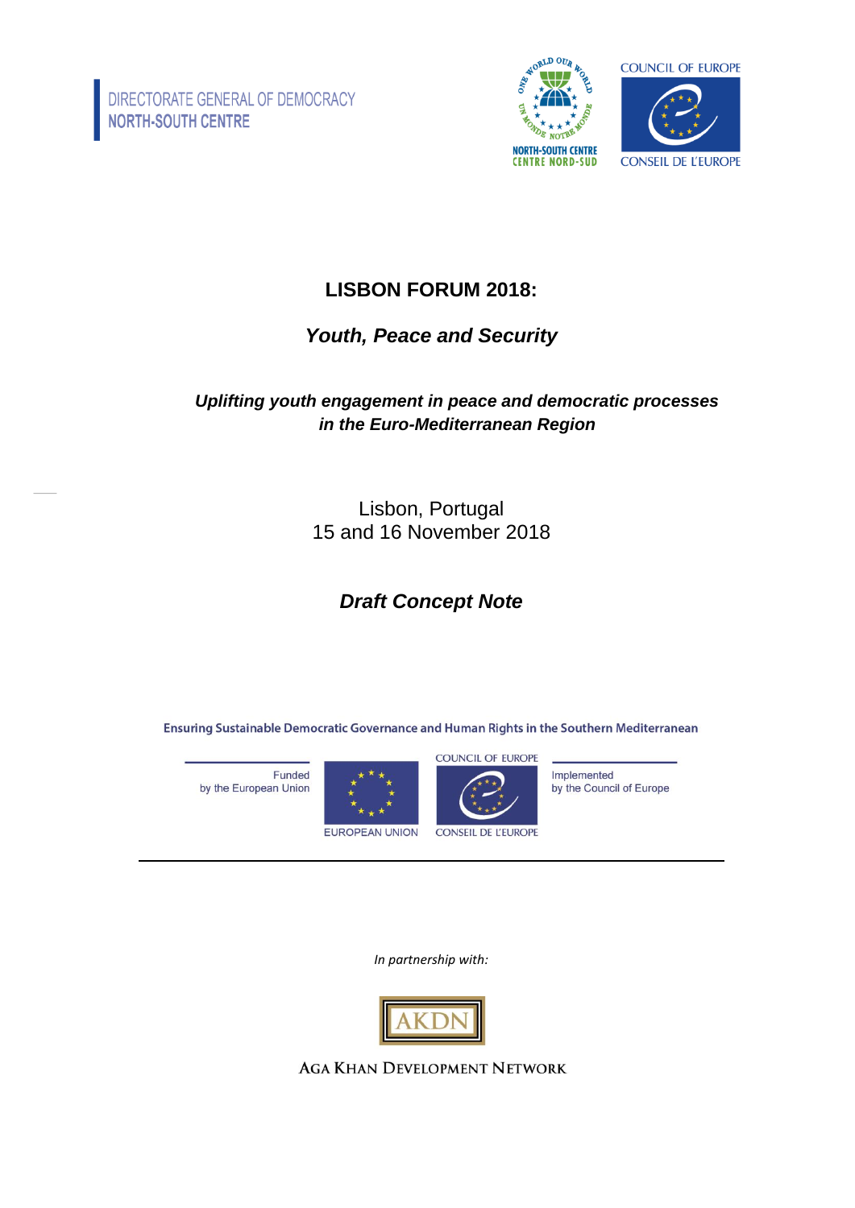DIRECTORATE GENERAL OF DEMOCRACY
NORTH-SOUTH CENTRE

NORTH-SOUTH CENTRE
CENTRE NORD-SUD

COUNCIL OF EUROPE
CONSEIL DE L'EUROPE

# LISBON FORUM 2018:

## *Youth, Peace and Security*

### *Uplifting youth engagement in peace and democratic processes in the Euro-Mediterranean Region*

Lisbon, Portugal
15 and 16 November 2018

## *Draft Concept Note*

Ensuring Sustainable Democratic Governance and Human Rights in the Southern Mediterranean

Funded by the European Union

EUROPEAN UNION

COUNCIL OF EUROPE
CONSEIL DE L'EUROPE

Implemented by the Council of Europe

*In partnership with:*

AKDN

AGA KHAN DEVELOPMENT NETWORK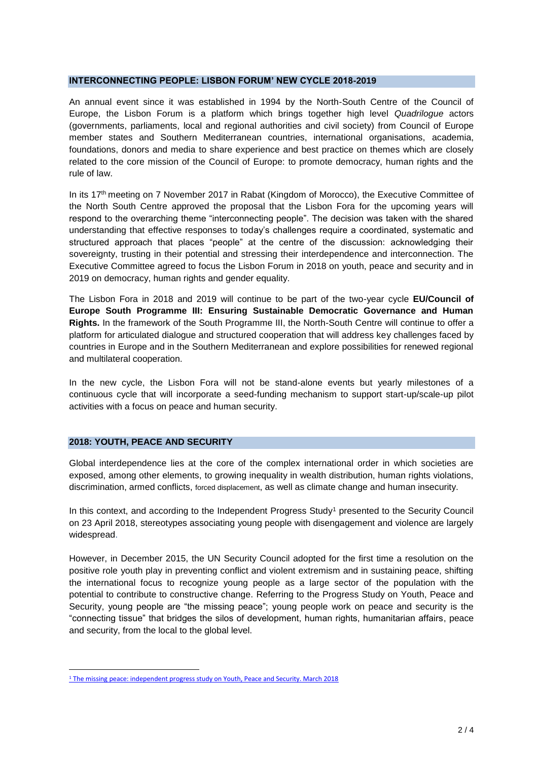## INTERCONNECTING PEOPLE: LISBON FORUM' NEW CYCLE 2018-2019

An annual event since it was established in 1994 by the North-South Centre of the Council of Europe, the Lisbon Forum is a platform which brings together high level *Quadrilogue* actors (governments, parliaments, local and regional authorities and civil society) from Council of Europe member states and Southern Mediterranean countries, international organisations, academia, foundations, donors and media to share experience and best practice on themes which are closely related to the core mission of the Council of Europe: to promote democracy, human rights and the rule of law.

In its 17th meeting on 7 November 2017 in Rabat (Kingdom of Morocco), the Executive Committee of the North South Centre approved the proposal that the Lisbon Fora for the upcoming years will respond to the overarching theme "interconnecting people". The decision was taken with the shared understanding that effective responses to today's challenges require a coordinated, systematic and structured approach that places "people" at the centre of the discussion: acknowledging their sovereignty, trusting in their potential and stressing their interdependence and interconnection. The Executive Committee agreed to focus the Lisbon Forum in 2018 on youth, peace and security and in 2019 on democracy, human rights and gender equality.

The Lisbon Fora in 2018 and 2019 will continue to be part of the two-year cycle **EU/Council of Europe South Programme III: Ensuring Sustainable Democratic Governance and Human Rights.** In the framework of the South Programme III, the North-South Centre will continue to offer a platform for articulated dialogue and structured cooperation that will address key challenges faced by countries in Europe and in the Southern Mediterranean and explore possibilities for renewed regional and multilateral cooperation.

In the new cycle, the Lisbon Fora will not be stand-alone events but yearly milestones of a continuous cycle that will incorporate a seed-funding mechanism to support start-up/scale-up pilot activities with a focus on peace and human security.

## 2018: YOUTH, PEACE AND SECURITY

Global interdependence lies at the core of the complex international order in which societies are exposed, among other elements, to growing inequality in wealth distribution, human rights violations, discrimination, armed conflicts, forced displacement, as well as climate change and human insecurity.

In this context, and according to the Independent Progress Study[1] presented to the Security Council on 23 April 2018, stereotypes associating young people with disengagement and violence are largely widespread.

However, in December 2015, the UN Security Council adopted for the first time a resolution on the positive role youth play in preventing conflict and violent extremism and in sustaining peace, shifting the international focus to recognize young people as a large sector of the population with the potential to contribute to constructive change. Referring to the Progress Study on Youth, Peace and Security, young people are "the missing peace"; young people work on peace and security is the "connecting tissue" that bridges the silos of development, human rights, humanitarian affairs, peace and security, from the local to the global level.

[1] The missing peace: independent progress study on Youth, Peace and Security. March 2018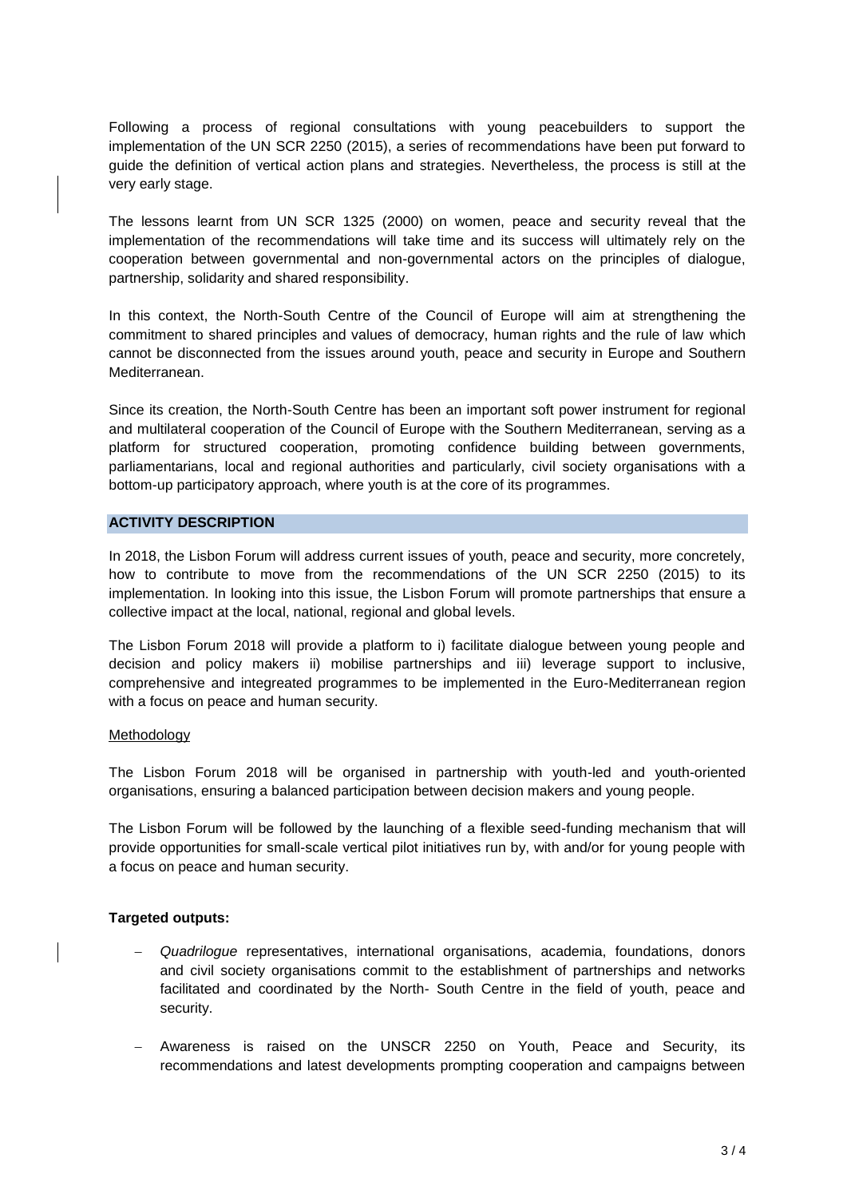Following a process of regional consultations with young peacebuilders to support the implementation of the UN SCR 2250 (2015), a series of recommendations have been put forward to guide the definition of vertical action plans and strategies. Nevertheless, the process is still at the very early stage.

The lessons learnt from UN SCR 1325 (2000) on women, peace and security reveal that the implementation of the recommendations will take time and its success will ultimately rely on the cooperation between governmental and non-governmental actors on the principles of dialogue, partnership, solidarity and shared responsibility.

In this context, the North-South Centre of the Council of Europe will aim at strengthening the commitment to shared principles and values of democracy, human rights and the rule of law which cannot be disconnected from the issues around youth, peace and security in Europe and Southern Mediterranean.

Since its creation, the North-South Centre has been an important soft power instrument for regional and multilateral cooperation of the Council of Europe with the Southern Mediterranean, serving as a platform for structured cooperation, promoting confidence building between governments, parliamentarians, local and regional authorities and particularly, civil society organisations with a bottom-up participatory approach, where youth is at the core of its programmes.

## ACTIVITY DESCRIPTION

In 2018, the Lisbon Forum will address current issues of youth, peace and security, more concretely, how to contribute to move from the recommendations of the UN SCR 2250 (2015) to its implementation. In looking into this issue, the Lisbon Forum will promote partnerships that ensure a collective impact at the local, national, regional and global levels.

The Lisbon Forum 2018 will provide a platform to i) facilitate dialogue between young people and decision and policy makers ii) mobilise partnerships and iii) leverage support to inclusive, comprehensive and integreated programmes to be implemented in the Euro-Mediterranean region with a focus on peace and human security.

### Methodology

The Lisbon Forum 2018 will be organised in partnership with youth-led and youth-oriented organisations, ensuring a balanced participation between decision makers and young people.

The Lisbon Forum will be followed by the launching of a flexible seed-funding mechanism that will provide opportunities for small-scale vertical pilot initiatives run by, with and/or for young people with a focus on peace and human security.

**Targeted outputs:**

- *Quadrilogue* representatives, international organisations, academia, foundations, donors and civil society organisations commit to the establishment of partnerships and networks facilitated and coordinated by the North- South Centre in the field of youth, peace and security.

- Awareness is raised on the UNSCR 2250 on Youth, Peace and Security, its recommendations and latest developments prompting cooperation and campaigns between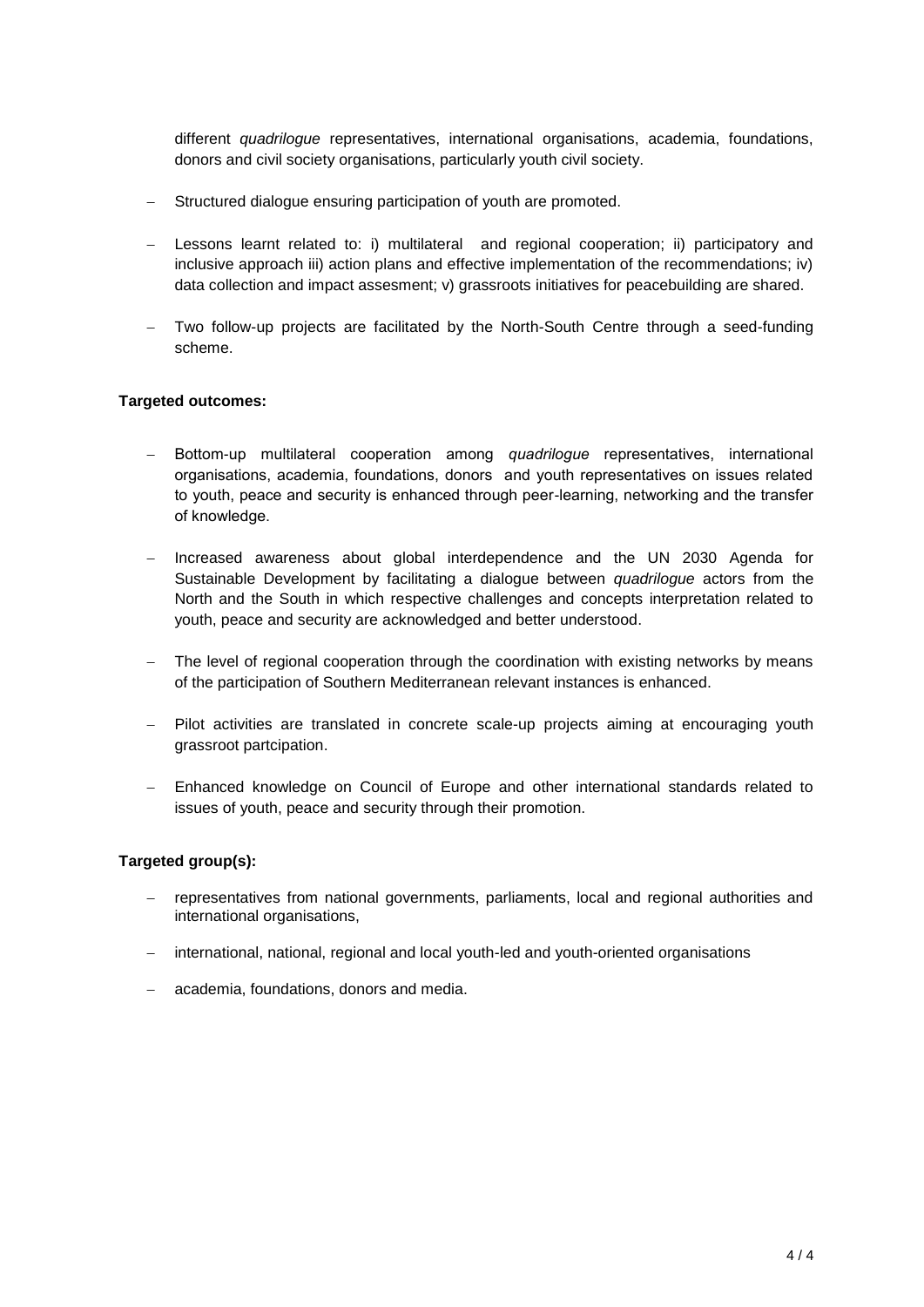different *quadrilogue* representatives, international organisations, academia, foundations, donors and civil society organisations, particularly youth civil society.

- Structured dialogue ensuring participation of youth are promoted.

- Lessons learnt related to: i) multilateral and regional cooperation; ii) participatory and inclusive approach iii) action plans and effective implementation of the recommendations; iv) data collection and impact assesment; v) grassroots initiatives for peacebuilding are shared.

- Two follow-up projects are facilitated by the North-South Centre through a seed-funding scheme.

**Targeted outcomes:**

- Bottom-up multilateral cooperation among *quadrilogue* representatives, international organisations, academia, foundations, donors and youth representatives on issues related to youth, peace and security is enhanced through peer-learning, networking and the transfer of knowledge.

- Increased awareness about global interdependence and the UN 2030 Agenda for Sustainable Development by facilitating a dialogue between *quadrilogue* actors from the North and the South in which respective challenges and concepts interpretation related to youth, peace and security are acknowledged and better understood.

- The level of regional cooperation through the coordination with existing networks by means of the participation of Southern Mediterranean relevant instances is enhanced.

- Pilot activities are translated in concrete scale-up projects aiming at encouraging youth grassroot partcipation.

- Enhanced knowledge on Council of Europe and other international standards related to issues of youth, peace and security through their promotion.

**Targeted group(s):**

- representatives from national governments, parliaments, local and regional authorities and international organisations,

- international, national, regional and local youth-led and youth-oriented organisations

- academia, foundations, donors and media.